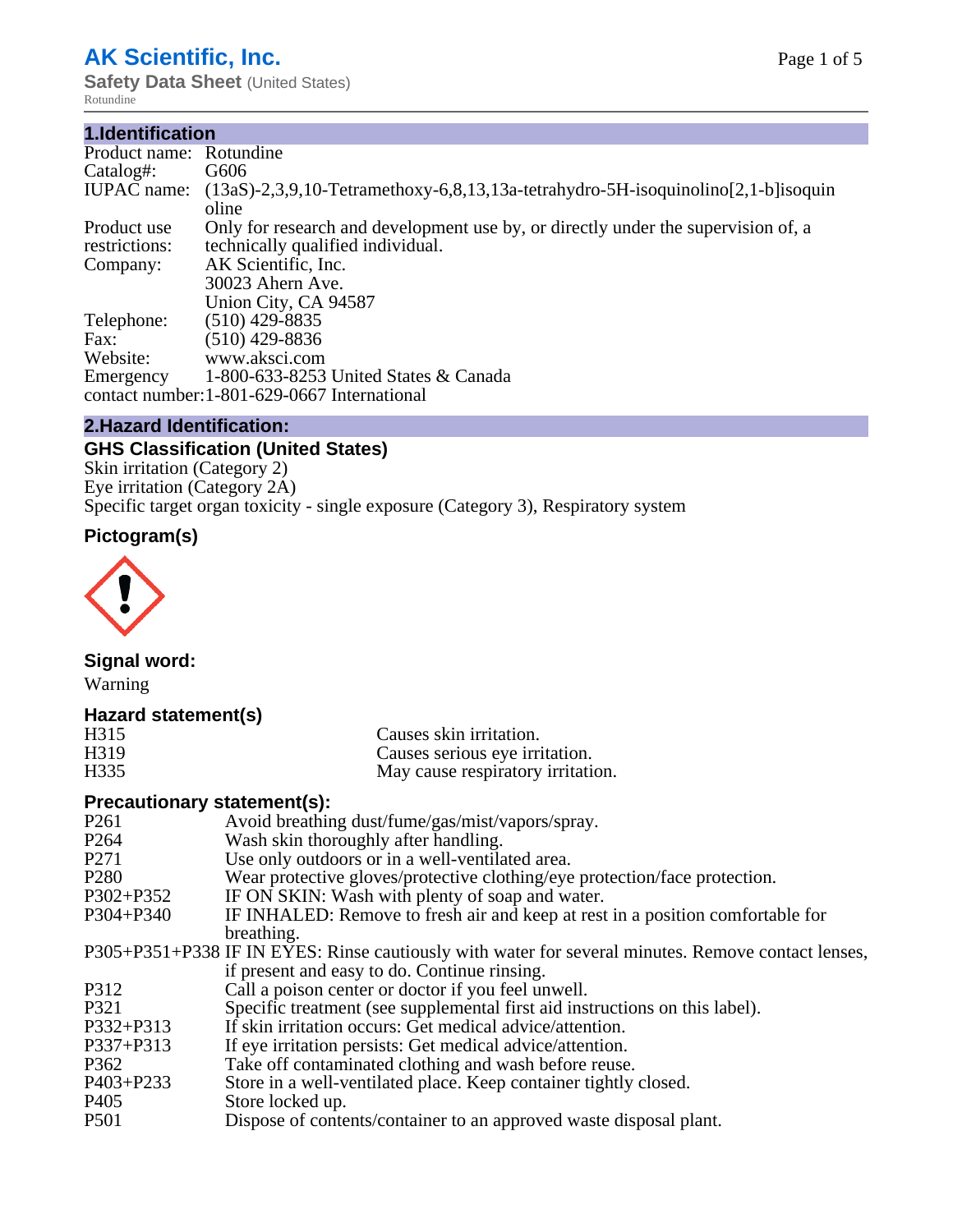# AK Scientific, Inc.

**Safety Data Sheet** (United States)

Rotundine

## 1.Identification

| | |
|---|---|
| Product name: | Rotundine |
| Catalog#: | G606 |
| IUPAC name: | (13aS)-2,3,9,10-Tetramethoxy-6,8,13,13a-tetrahydro-5H-isoquinolino[2,1-b]isoquinoline |
| Product use restrictions: | Only for research and development use by, or directly under the supervision of, a technically qualified individual. |
| Company: | AK Scientific, Inc.<br>30023 Ahern Ave.<br>Union City, CA 94587 |
| Telephone: | (510) 429-8835 |
| Fax: | (510) 429-8836 |
| Website: | www.aksci.com |
| Emergency contact number: | 1-800-633-8253 United States & Canada<br>1-801-629-0667 International |

## 2.Hazard Identification:

### GHS Classification (United States)

Skin irritation (Category 2)
Eye irritation (Category 2A)
Specific target organ toxicity - single exposure (Category 3), Respiratory system

### Pictogram(s)

### Signal word:

Warning

### Hazard statement(s)

| | |
|---|---|
| H315 | Causes skin irritation. |
| H319 | Causes serious eye irritation. |
| H335 | May cause respiratory irritation. |

### Precautionary statement(s):

| | |
|---|---|
| P261 | Avoid breathing dust/fume/gas/mist/vapors/spray. |
| P264 | Wash skin thoroughly after handling. |
| P271 | Use only outdoors or in a well-ventilated area. |
| P280 | Wear protective gloves/protective clothing/eye protection/face protection. |
| P302+P352 | IF ON SKIN: Wash with plenty of soap and water. |
| P304+P340 | IF INHALED: Remove to fresh air and keep at rest in a position comfortable for breathing. |
| P305+P351+P338 | IF IN EYES: Rinse cautiously with water for several minutes. Remove contact lenses, if present and easy to do. Continue rinsing. |
| P312 | Call a poison center or doctor if you feel unwell. |
| P321 | Specific treatment (see supplemental first aid instructions on this label). |
| P332+P313 | If skin irritation occurs: Get medical advice/attention. |
| P337+P313 | If eye irritation persists: Get medical advice/attention. |
| P362 | Take off contaminated clothing and wash before reuse. |
| P403+P233 | Store in a well-ventilated place. Keep container tightly closed. |
| P405 | Store locked up. |
| P501 | Dispose of contents/container to an approved waste disposal plant. |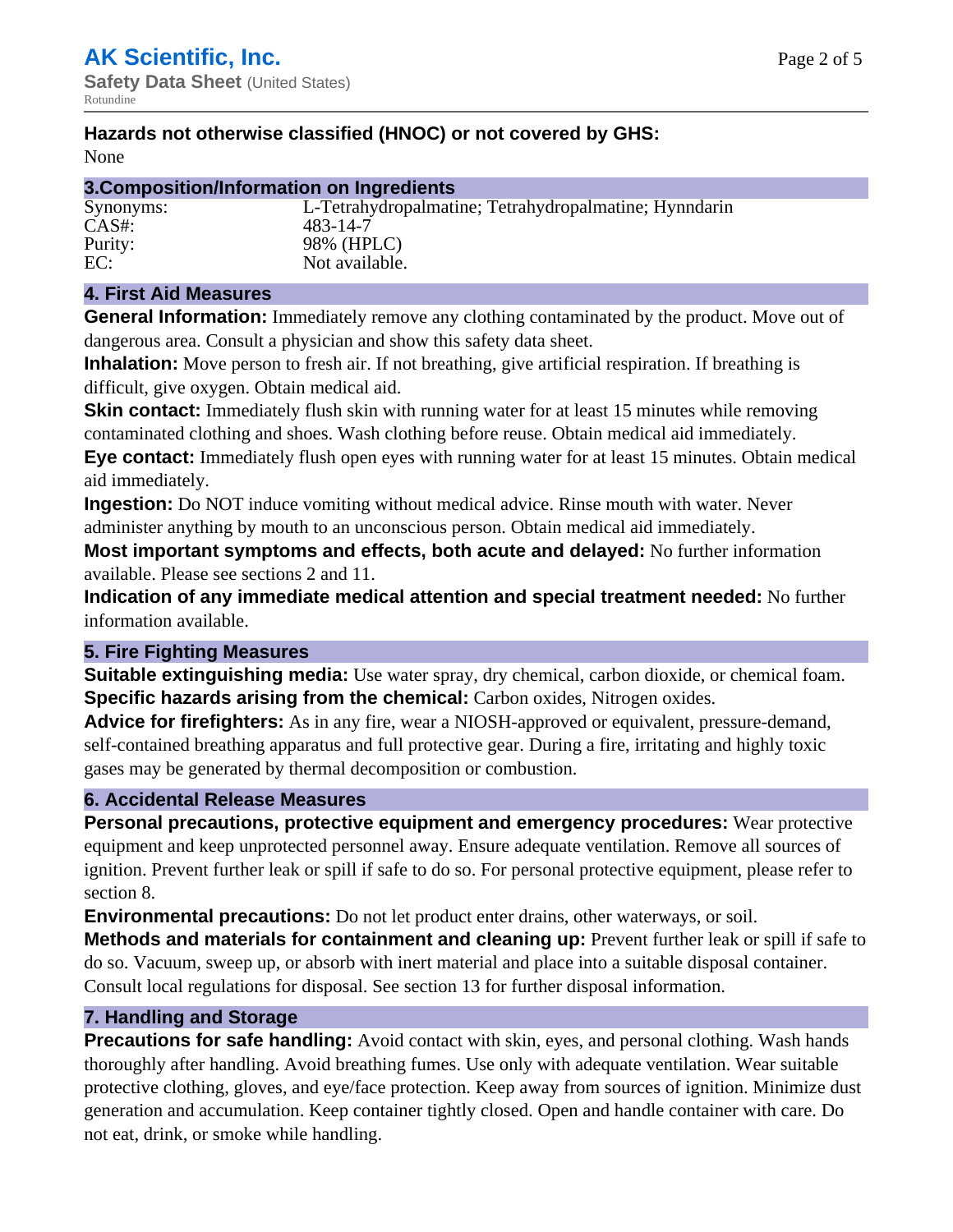**Hazards not otherwise classified (HNOC) or not covered by GHS:**
None

## 3.Composition/Information on Ingredients

| | |
|---|---|
| Synonyms: | L-Tetrahydropalmatine; Tetrahydropalmatine; Hynndarin |
| CAS#: | 483-14-7 |
| Purity: | 98% (HPLC) |
| EC: | Not available. |

## 4. First Aid Measures

**General Information:** Immediately remove any clothing contaminated by the product. Move out of dangerous area. Consult a physician and show this safety data sheet.

**Inhalation:** Move person to fresh air. If not breathing, give artificial respiration. If breathing is difficult, give oxygen. Obtain medical aid.

**Skin contact:** Immediately flush skin with running water for at least 15 minutes while removing contaminated clothing and shoes. Wash clothing before reuse. Obtain medical aid immediately.

**Eye contact:** Immediately flush open eyes with running water for at least 15 minutes. Obtain medical aid immediately.

**Ingestion:** Do NOT induce vomiting without medical advice. Rinse mouth with water. Never administer anything by mouth to an unconscious person. Obtain medical aid immediately.

**Most important symptoms and effects, both acute and delayed:** No further information available. Please see sections 2 and 11.

**Indication of any immediate medical attention and special treatment needed:** No further information available.

## 5. Fire Fighting Measures

**Suitable extinguishing media:** Use water spray, dry chemical, carbon dioxide, or chemical foam.

**Specific hazards arising from the chemical:** Carbon oxides, Nitrogen oxides.

**Advice for firefighters:** As in any fire, wear a NIOSH-approved or equivalent, pressure-demand, self-contained breathing apparatus and full protective gear. During a fire, irritating and highly toxic gases may be generated by thermal decomposition or combustion.

## 6. Accidental Release Measures

**Personal precautions, protective equipment and emergency procedures:** Wear protective equipment and keep unprotected personnel away. Ensure adequate ventilation. Remove all sources of ignition. Prevent further leak or spill if safe to do so. For personal protective equipment, please refer to section 8.

**Environmental precautions:** Do not let product enter drains, other waterways, or soil.

**Methods and materials for containment and cleaning up:** Prevent further leak or spill if safe to do so. Vacuum, sweep up, or absorb with inert material and place into a suitable disposal container. Consult local regulations for disposal. See section 13 for further disposal information.

## 7. Handling and Storage

**Precautions for safe handling:** Avoid contact with skin, eyes, and personal clothing. Wash hands thoroughly after handling. Avoid breathing fumes. Use only with adequate ventilation. Wear suitable protective clothing, gloves, and eye/face protection. Keep away from sources of ignition. Minimize dust generation and accumulation. Keep container tightly closed. Open and handle container with care. Do not eat, drink, or smoke while handling.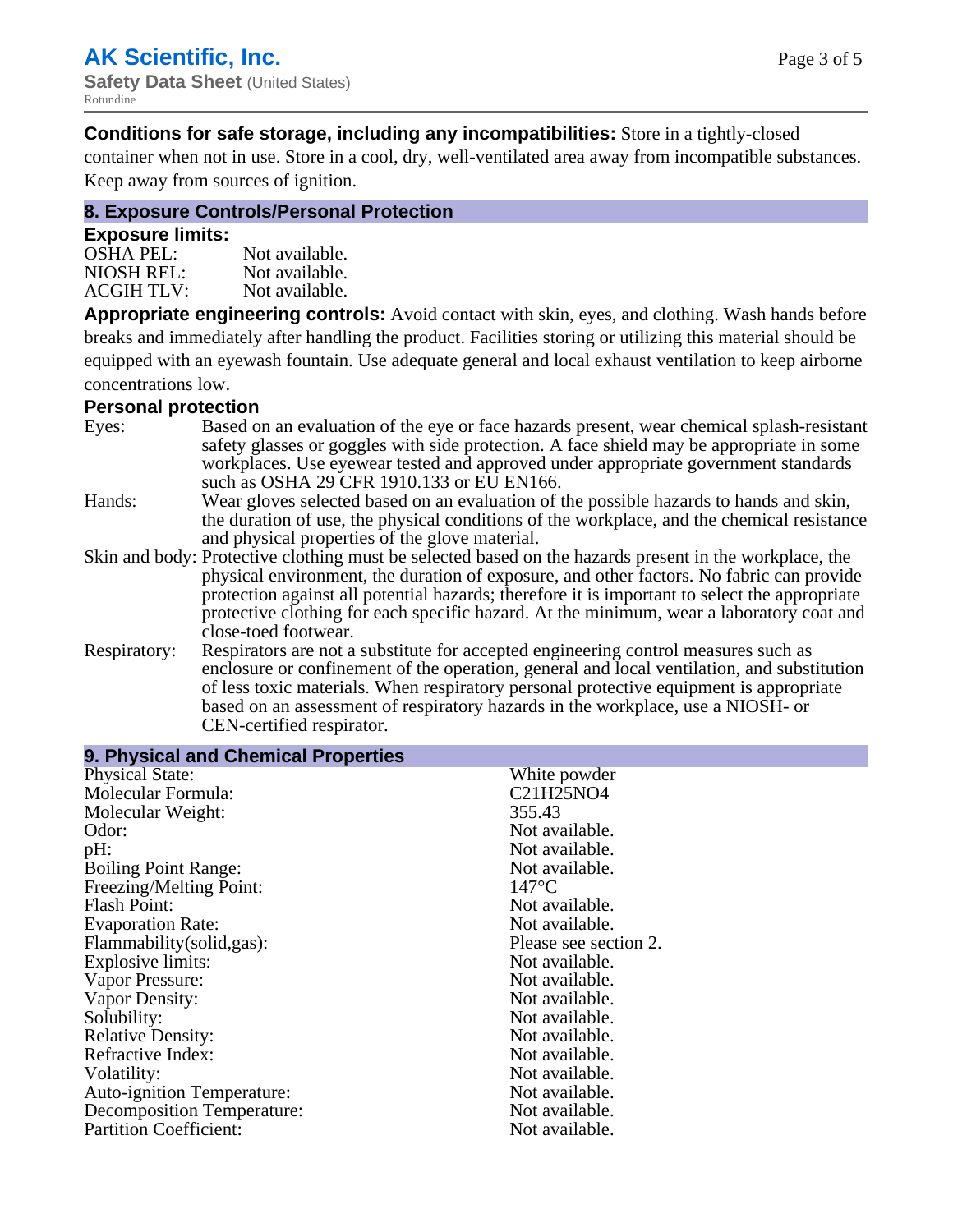**Conditions for safe storage, including any incompatibilities:** Store in a tightly-closed container when not in use. Store in a cool, dry, well-ventilated area away from incompatible substances. Keep away from sources of ignition.

## 8. Exposure Controls/Personal Protection

### Exposure limits:

| | |
|---|---|
| OSHA PEL: | Not available. |
| NIOSH REL: | Not available. |
| ACGIH TLV: | Not available. |

**Appropriate engineering controls:** Avoid contact with skin, eyes, and clothing. Wash hands before breaks and immediately after handling the product. Facilities storing or utilizing this material should be equipped with an eyewash fountain. Use adequate general and local exhaust ventilation to keep airborne concentrations low.

### Personal protection

| | |
|---|---|
| Eyes: | Based on an evaluation of the eye or face hazards present, wear chemical splash-resistant safety glasses or goggles with side protection. A face shield may be appropriate in some workplaces. Use eyewear tested and approved under appropriate government standards such as OSHA 29 CFR 1910.133 or EU EN166. |
| Hands: | Wear gloves selected based on an evaluation of the possible hazards to hands and skin, the duration of use, the physical conditions of the workplace, and the chemical resistance and physical properties of the glove material. |
| Skin and body: | Protective clothing must be selected based on the hazards present in the workplace, the physical environment, the duration of exposure, and other factors. No fabric can provide protection against all potential hazards; therefore it is important to select the appropriate protective clothing for each specific hazard. At the minimum, wear a laboratory coat and close-toed footwear. |
| Respiratory: | Respirators are not a substitute for accepted engineering control measures such as enclosure or confinement of the operation, general and local ventilation, and substitution of less toxic materials. When respiratory personal protective equipment is appropriate based on an assessment of respiratory hazards in the workplace, use a NIOSH- or CEN-certified respirator. |

## 9. Physical and Chemical Properties

| | |
|---|---|
| Physical State: | White powder |
| Molecular Formula: | $C_{21}H_{25}NO_4$ |
| Molecular Weight: | 355.43 |
| Odor: | Not available. |
| pH: | Not available. |
| Boiling Point Range: | Not available. |
| Freezing/Melting Point: | 147°C |
| Flash Point: | Not available. |
| Evaporation Rate: | Not available. |
| Flammability(solid,gas): | Please see section 2. |
| Explosive limits: | Not available. |
| Vapor Pressure: | Not available. |
| Vapor Density: | Not available. |
| Solubility: | Not available. |
| Relative Density: | Not available. |
| Refractive Index: | Not available. |
| Volatility: | Not available. |
| Auto-ignition Temperature: | Not available. |
| Decomposition Temperature: | Not available. |
| Partition Coefficient: | Not available. |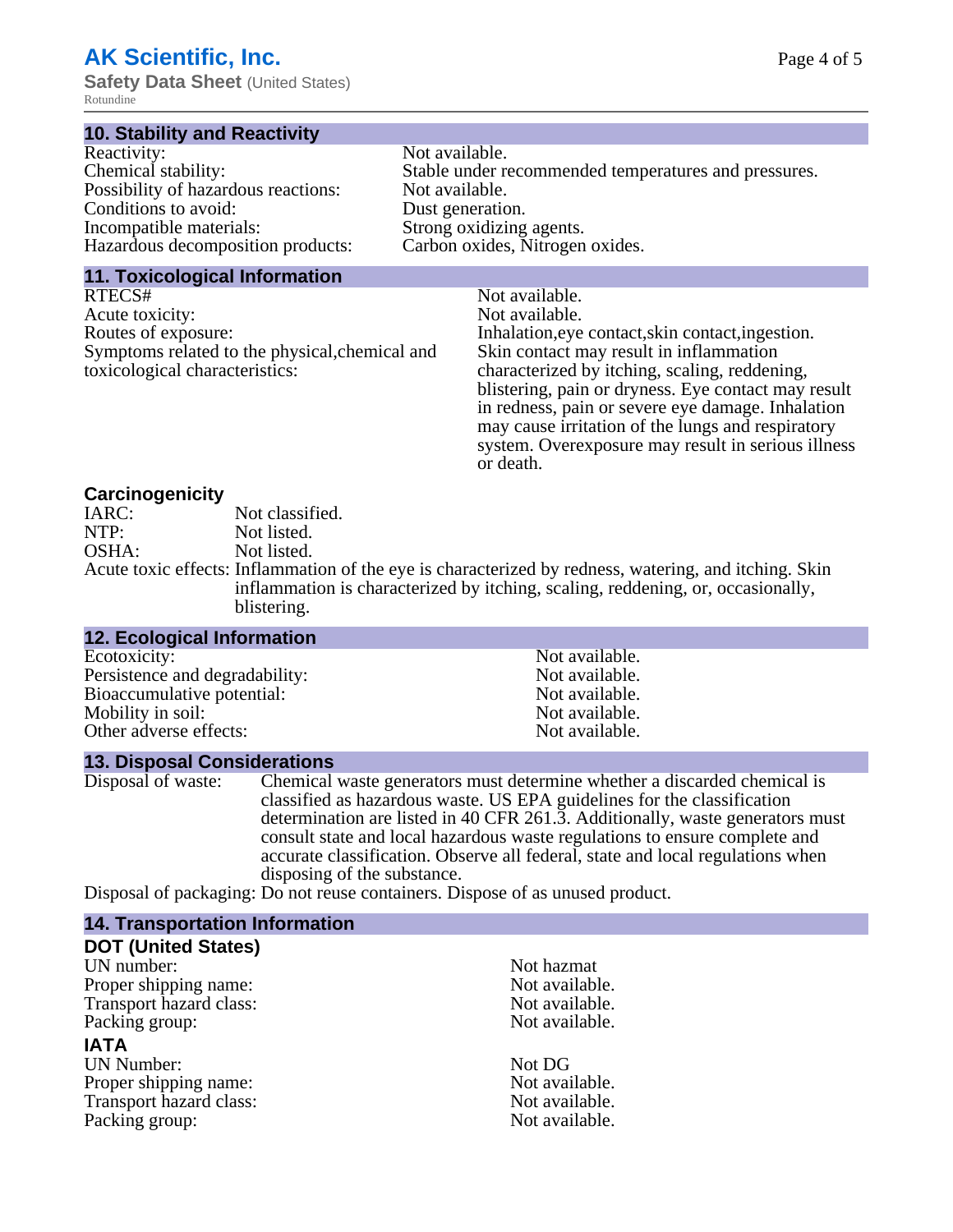## 10. Stability and Reactivity

| | |
|---|---|
| Reactivity: | Not available. |
| Chemical stability: | Stable under recommended temperatures and pressures. |
| Possibility of hazardous reactions: | Not available. |
| Conditions to avoid: | Dust generation. |
| Incompatible materials: | Strong oxidizing agents. |
| Hazardous decomposition products: | Carbon oxides, Nitrogen oxides. |

## 11. Toxicological Information

| | |
|---|---|
| RTECS# | Not available. |
| Acute toxicity: | Not available. |
| Routes of exposure: | Inhalation,eye contact,skin contact,ingestion. |
| Symptoms related to the physical,chemical and toxicological characteristics: | Skin contact may result in inflammation characterized by itching, scaling, reddening, blistering, pain or dryness. Eye contact may result in redness, pain or severe eye damage. Inhalation may cause irritation of the lungs and respiratory system. Overexposure may result in serious illness or death. |

### Carcinogenicity

| | |
|---|---|
| IARC: | Not classified. |
| NTP: | Not listed. |
| OSHA: | Not listed. |
| Acute toxic effects: | Inflammation of the eye is characterized by redness, watering, and itching. Skin inflammation is characterized by itching, scaling, reddening, or, occasionally, blistering. |

## 12. Ecological Information

| | |
|---|---|
| Ecotoxicity: | Not available. |
| Persistence and degradability: | Not available. |
| Bioaccumulative potential: | Not available. |
| Mobility in soil: | Not available. |
| Other adverse effects: | Not available. |

## 13. Disposal Considerations

Disposal of waste: Chemical waste generators must determine whether a discarded chemical is classified as hazardous waste. US EPA guidelines for the classification determination are listed in 40 CFR 261.3. Additionally, waste generators must consult state and local hazardous waste regulations to ensure complete and accurate classification. Observe all federal, state and local regulations when disposing of the substance.

Disposal of packaging: Do not reuse containers. Dispose of as unused product.

## 14. Transportation Information

### DOT (United States)

| | |
|---|---|
| UN number: | Not hazmat |
| Proper shipping name: | Not available. |
| Transport hazard class: | Not available. |
| Packing group: | Not available. |

### IATA

| | |
|---|---|
| UN Number: | Not DG |
| Proper shipping name: | Not available. |
| Transport hazard class: | Not available. |
| Packing group: | Not available. |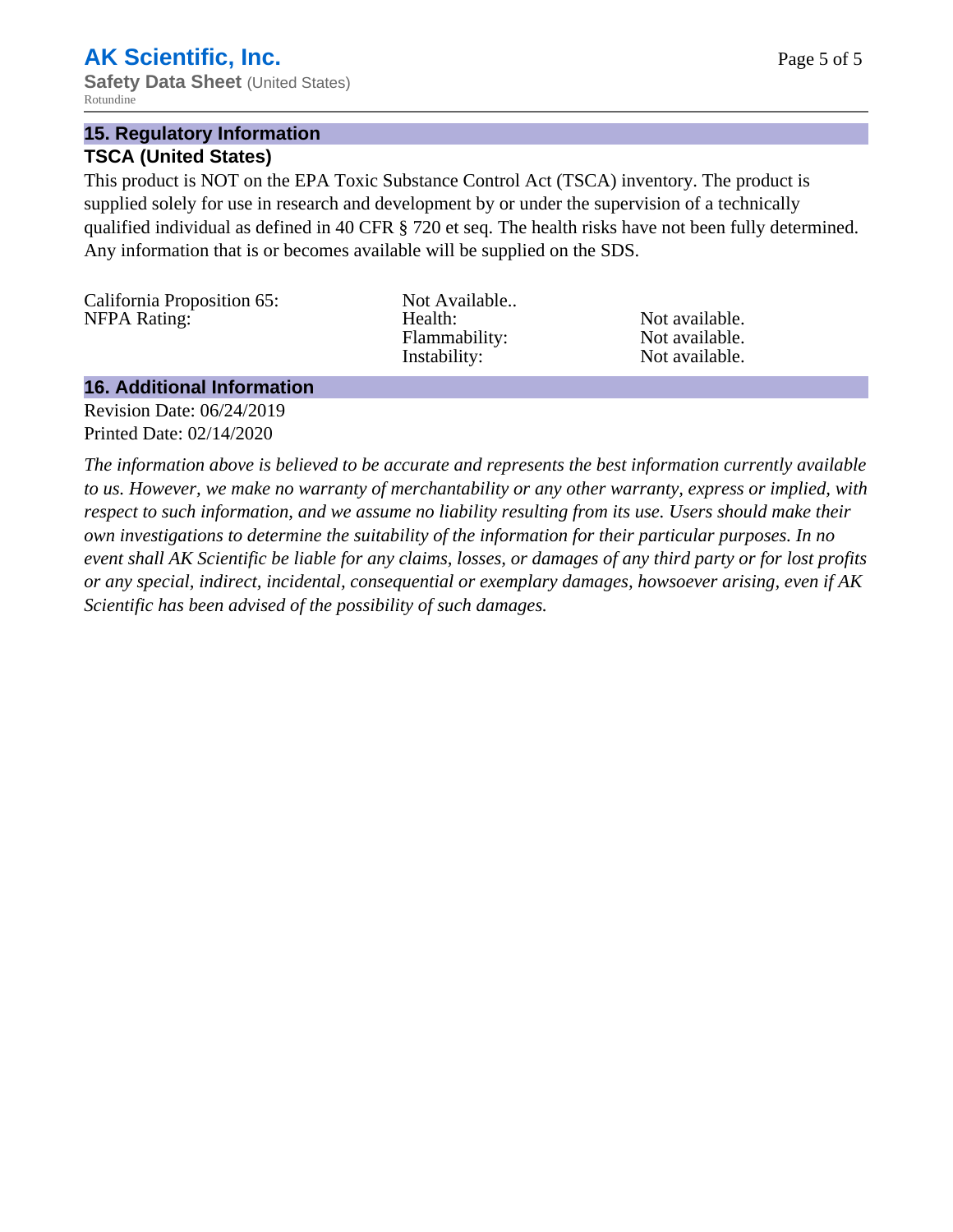## 15. Regulatory Information

### TSCA (United States)

This product is NOT on the EPA Toxic Substance Control Act (TSCA) inventory. The product is supplied solely for use in research and development by or under the supervision of a technically qualified individual as defined in 40 CFR § 720 et seq. The health risks have not been fully determined. Any information that is or becomes available will be supplied on the SDS.

| | | |
|---|---|---|
| California Proposition 65: | Not Available.. | |
| NFPA Rating: | Health: | Not available. |
| | Flammability: | Not available. |
| | Instability: | Not available. |

## 16. Additional Information

Revision Date: 06/24/2019
Printed Date: 02/14/2020

*The information above is believed to be accurate and represents the best information currently available to us. However, we make no warranty of merchantability or any other warranty, express or implied, with respect to such information, and we assume no liability resulting from its use. Users should make their own investigations to determine the suitability of the information for their particular purposes. In no event shall AK Scientific be liable for any claims, losses, or damages of any third party or for lost profits or any special, indirect, incidental, consequential or exemplary damages, howsoever arising, even if AK Scientific has been advised of the possibility of such damages.*